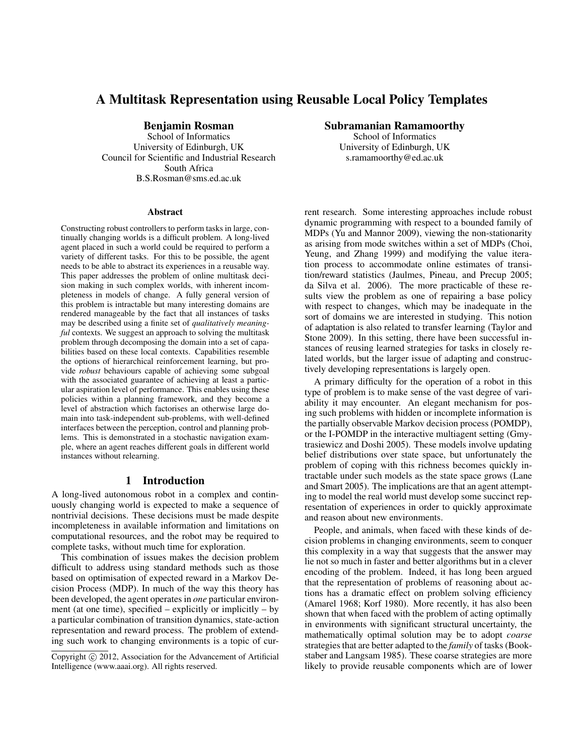# A Multitask Representation using Reusable Local Policy Templates

**Benjamin Rosman**
School of Informatics
University of Edinburgh, UK
Council for Scientific and Industrial Research
South Africa
B.S.Rosman@sms.ed.ac.uk

**Subramanian Ramamoorthy**
School of Informatics
University of Edinburgh, UK
s.ramamoorthy@ed.ac.uk

## Abstract

Constructing robust controllers to perform tasks in large, continually changing worlds is a difficult problem. A long-lived agent placed in such a world could be required to perform a variety of different tasks. For this to be possible, the agent needs to be able to abstract its experiences in a reusable way. This paper addresses the problem of online multitask decision making in such complex worlds, with inherent incompleteness in models of change. A fully general version of this problem is intractable but many interesting domains are rendered manageable by the fact that all instances of tasks may be described using a finite set of *qualitatively meaningful* contexts. We suggest an approach to solving the multitask problem through decomposing the domain into a set of capabilities based on these local contexts. Capabilities resemble the options of hierarchical reinforcement learning, but provide *robust* behaviours capable of achieving some subgoal with the associated guarantee of achieving at least a particular aspiration level of performance. This enables using these policies within a planning framework, and they become a level of abstraction which factorises an otherwise large domain into task-independent sub-problems, with well-defined interfaces between the perception, control and planning problems. This is demonstrated in a stochastic navigation example, where an agent reaches different goals in different world instances without relearning.

## 1 Introduction

A long-lived autonomous robot in a complex and continuously changing world is expected to make a sequence of nontrivial decisions. These decisions must be made despite incompleteness in available information and limitations on computational resources, and the robot may be required to complete tasks, without much time for exploration.

This combination of issues makes the decision problem difficult to address using standard methods such as those based on optimisation of expected reward in a Markov Decision Process (MDP). In much of the way this theory has been developed, the agent operates in *one* particular environment (at one time), specified – explicitly or implicitly – by a particular combination of transition dynamics, state-action representation and reward process. The problem of extending such work to changing environments is a topic of current research. Some interesting approaches include robust dynamic programming with respect to a bounded family of MDPs (Yu and Mannor 2009), viewing the non-stationarity as arising from mode switches within a set of MDPs (Choi, Yeung, and Zhang 1999) and modifying the value iteration process to accommodate online estimates of transition/reward statistics (Jaulmes, Pineau, and Precup 2005; da Silva et al. 2006). The more practicable of these results view the problem as one of repairing a base policy with respect to changes, which may be inadequate in the sort of domains we are interested in studying. This notion of adaptation is also related to transfer learning (Taylor and Stone 2009). In this setting, there have been successful instances of reusing learned strategies for tasks in closely related worlds, but the larger issue of adapting and constructively developing representations is largely open.

A primary difficulty for the operation of a robot in this type of problem is to make sense of the vast degree of variability it may encounter. An elegant mechanism for posing such problems with hidden or incomplete information is the partially observable Markov decision process (POMDP), or the I-POMDP in the interactive multiagent setting (Gmytrasiewicz and Doshi 2005). These models involve updating belief distributions over state space, but unfortunately the problem of coping with this richness becomes quickly intractable under such models as the state space grows (Lane and Smart 2005). The implications are that an agent attempting to model the real world must develop some succinct representation of experiences in order to quickly approximate and reason about new environments.

People, and animals, when faced with these kinds of decision problems in changing environments, seem to conquer this complexity in a way that suggests that the answer may lie not so much in faster and better algorithms but in a clever encoding of the problem. Indeed, it has long been argued that the representation of problems of reasoning about actions has a dramatic effect on problem solving efficiency (Amarel 1968; Korf 1980). More recently, it has also been shown that when faced with the problem of acting optimally in environments with significant structural uncertainty, the mathematically optimal solution may be to adopt *coarse* strategies that are better adapted to the *family* of tasks (Bookstaber and Langsam 1985). These coarse strategies are more likely to provide reusable components which are of lower

Copyright © 2012, Association for the Advancement of Artificial Intelligence (www.aaai.org). All rights reserved.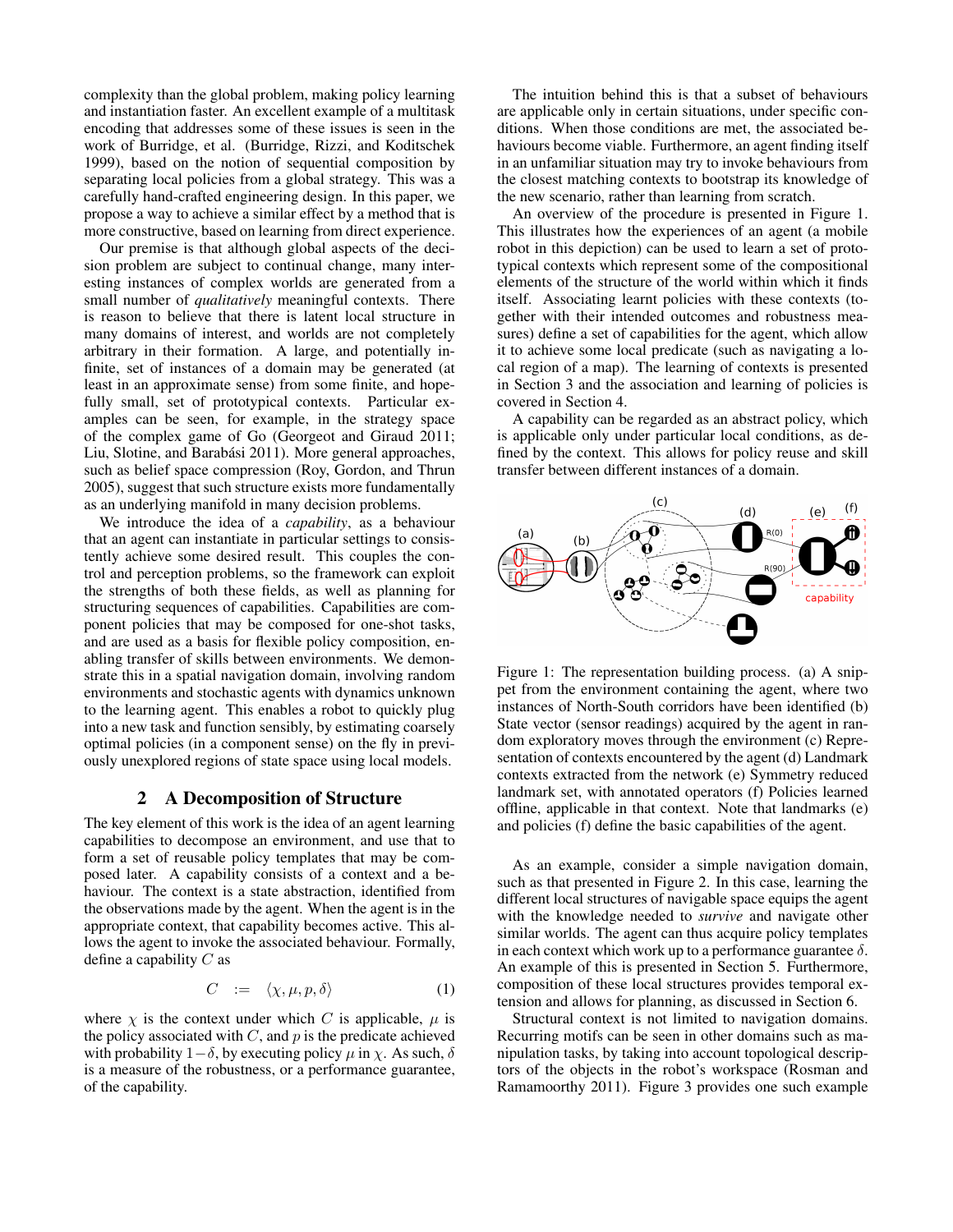complexity than the global problem, making policy learning and instantiation faster. An excellent example of a multitask encoding that addresses some of these issues is seen in the work of Burridge, et al. (Burridge, Rizzi, and Koditschek 1999), based on the notion of sequential composition by separating local policies from a global strategy. This was a carefully hand-crafted engineering design. In this paper, we propose a way to achieve a similar effect by a method that is more constructive, based on learning from direct experience.

Our premise is that although global aspects of the decision problem are subject to continual change, many interesting instances of complex worlds are generated from a small number of *qualitatively* meaningful contexts. There is reason to believe that there is latent local structure in many domains of interest, and worlds are not completely arbitrary in their formation. A large, and potentially infinite, set of instances of a domain may be generated (at least in an approximate sense) from some finite, and hopefully small, set of prototypical contexts. Particular examples can be seen, for example, in the strategy space of the complex game of Go (Georgeot and Giraud 2011; Liu, Slotine, and Barabási 2011). More general approaches, such as belief space compression (Roy, Gordon, and Thrun 2005), suggest that such structure exists more fundamentally as an underlying manifold in many decision problems.

We introduce the idea of a *capability*, as a behaviour that an agent can instantiate in particular settings to consistently achieve some desired result. This couples the control and perception problems, so the framework can exploit the strengths of both these fields, as well as planning for structuring sequences of capabilities. Capabilities are component policies that may be composed for one-shot tasks, and are used as a basis for flexible policy composition, enabling transfer of skills between environments. We demonstrate this in a spatial navigation domain, involving random environments and stochastic agents with dynamics unknown to the learning agent. This enables a robot to quickly plug into a new task and function sensibly, by estimating coarsely optimal policies (in a component sense) on the fly in previously unexplored regions of state space using local models.

## 2 A Decomposition of Structure

The key element of this work is the idea of an agent learning capabilities to decompose an environment, and use that to form a set of reusable policy templates that may be composed later. A capability consists of a context and a behaviour. The context is a state abstraction, identified from the observations made by the agent. When the agent is in the appropriate context, that capability becomes active. This allows the agent to invoke the associated behaviour. Formally, define a capability $C$ as

$$C \quad := \quad \langle \chi, \mu, p, \delta \rangle \qquad (1)$$

where $\chi$ is the context under which $C$ is applicable, $\mu$ is the policy associated with $C$, and $p$ is the predicate achieved with probability $1-\delta$, by executing policy $\mu$ in $\chi$. As such, $\delta$ is a measure of the robustness, or a performance guarantee, of the capability.

The intuition behind this is that a subset of behaviours are applicable only in certain situations, under specific conditions. When those conditions are met, the associated behaviours become viable. Furthermore, an agent finding itself in an unfamiliar situation may try to invoke behaviours from the closest matching contexts to bootstrap its knowledge of the new scenario, rather than learning from scratch.

An overview of the procedure is presented in Figure 1. This illustrates how the experiences of an agent (a mobile robot in this depiction) can be used to learn a set of prototypical contexts which represent some of the compositional elements of the structure of the world within which it finds itself. Associating learnt policies with these contexts (together with their intended outcomes and robustness measures) define a set of capabilities for the agent, which allow it to achieve some local predicate (such as navigating a local region of a map). The learning of contexts is presented in Section 3 and the association and learning of policies is covered in Section 4.

A capability can be regarded as an abstract policy, which is applicable only under particular local conditions, as defined by the context. This allows for policy reuse and skill transfer between different instances of a domain.

Figure 1: The representation building process. (a) A snippet from the environment containing the agent, where two instances of North-South corridors have been identified (b) State vector (sensor readings) acquired by the agent in random exploratory moves through the environment (c) Representation of contexts encountered by the agent (d) Landmark contexts extracted from the network (e) Symmetry reduced landmark set, with annotated operators (f) Policies learned offline, applicable in that context. Note that landmarks (e) and policies (f) define the basic capabilities of the agent.

As an example, consider a simple navigation domain, such as that presented in Figure 2. In this case, learning the different local structures of navigable space equips the agent with the knowledge needed to *survive* and navigate other similar worlds. The agent can thus acquire policy templates in each context which work up to a performance guarantee $\delta$. An example of this is presented in Section 5. Furthermore, composition of these local structures provides temporal extension and allows for planning, as discussed in Section 6.

Structural context is not limited to navigation domains. Recurring motifs can be seen in other domains such as manipulation tasks, by taking into account topological descriptors of the objects in the robot's workspace (Rosman and Ramamoorthy 2011). Figure 3 provides one such example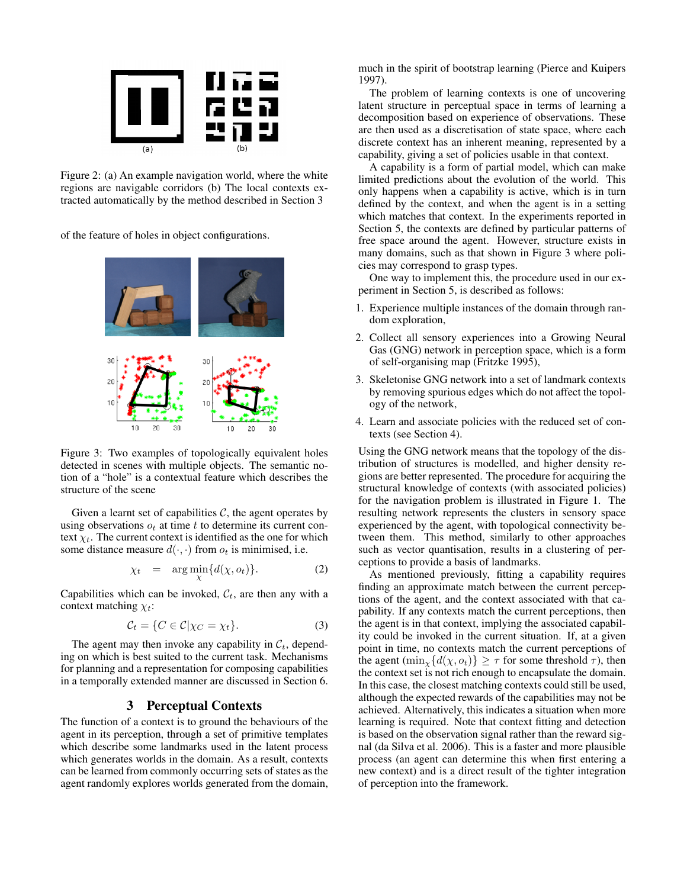Figure 2: (a) An example navigation world, where the white regions are navigable corridors (b) The local contexts extracted automatically by the method described in Section 3

of the feature of holes in object configurations.

Figure 3: Two examples of topologically equivalent holes detected in scenes with multiple objects. The semantic notion of a "hole" is a contextual feature which describes the structure of the scene

Given a learnt set of capabilities $\mathcal{C}$, the agent operates by using observations $o_t$ at time $t$ to determine its current context $\chi_t$. The current context is identified as the one for which some distance measure $d(\cdot, \cdot)$ from $o_t$ is minimised, i.e.

$$\chi_t = \arg\min_{\chi} \{d(\chi, o_t)\}. \tag{2}$$

Capabilities which can be invoked, $\mathcal{C}_t$, are then any with a context matching $\chi_t$:

$$\mathcal{C}_t = \{C \in \mathcal{C} | \chi_C = \chi_t\}. \tag{3}$$

The agent may then invoke any capability in $\mathcal{C}_t$, depending on which is best suited to the current task. Mechanisms for planning and a representation for composing capabilities in a temporally extended manner are discussed in Section 6.

## 3 Perceptual Contexts

The function of a context is to ground the behaviours of the agent in its perception, through a set of primitive templates which describe some landmarks used in the latent process which generates worlds in the domain. As a result, contexts can be learned from commonly occurring sets of states as the agent randomly explores worlds generated from the domain, much in the spirit of bootstrap learning (Pierce and Kuipers 1997).

The problem of learning contexts is one of uncovering latent structure in perceptual space in terms of learning a decomposition based on experience of observations. These are then used as a discretisation of state space, where each discrete context has an inherent meaning, represented by a capability, giving a set of policies usable in that context.

A capability is a form of partial model, which can make limited predictions about the evolution of the world. This only happens when a capability is active, which is in turn defined by the context, and when the agent is in a setting which matches that context. In the experiments reported in Section 5, the contexts are defined by particular patterns of free space around the agent. However, structure exists in many domains, such as that shown in Figure 3 where policies may correspond to grasp types.

One way to implement this, the procedure used in our experiment in Section 5, is described as follows:

1. Experience multiple instances of the domain through random exploration,
2. Collect all sensory experiences into a Growing Neural Gas (GNG) network in perception space, which is a form of self-organising map (Fritzke 1995),
3. Skeletonise GNG network into a set of landmark contexts by removing spurious edges which do not affect the topology of the network,
4. Learn and associate policies with the reduced set of contexts (see Section 4).

Using the GNG network means that the topology of the distribution of structures is modelled, and higher density regions are better represented. The procedure for acquiring the structural knowledge of contexts (with associated policies) for the navigation problem is illustrated in Figure 1. The resulting network represents the clusters in sensory space experienced by the agent, with topological connectivity between them. This method, similarly to other approaches such as vector quantisation, results in a clustering of perceptions to provide a basis of landmarks.

As mentioned previously, fitting a capability requires finding an approximate match between the current perceptions of the agent, and the context associated with that capability. If any contexts match the current perceptions, then the agent is in that context, implying the associated capability could be invoked in the current situation. If, at a given point in time, no contexts match the current perceptions of the agent ($\min_{\chi}\{d(\chi, o_t)\} \geq \tau$ for some threshold $\tau$), then the context set is not rich enough to encapsulate the domain. In this case, the closest matching contexts could still be used, although the expected rewards of the capabilities may not be achieved. Alternatively, this indicates a situation when more learning is required. Note that context fitting and detection is based on the observation signal rather than the reward signal (da Silva et al. 2006). This is a faster and more plausible process (an agent can determine this when first entering a new context) and is a direct result of the tighter integration of perception into the framework.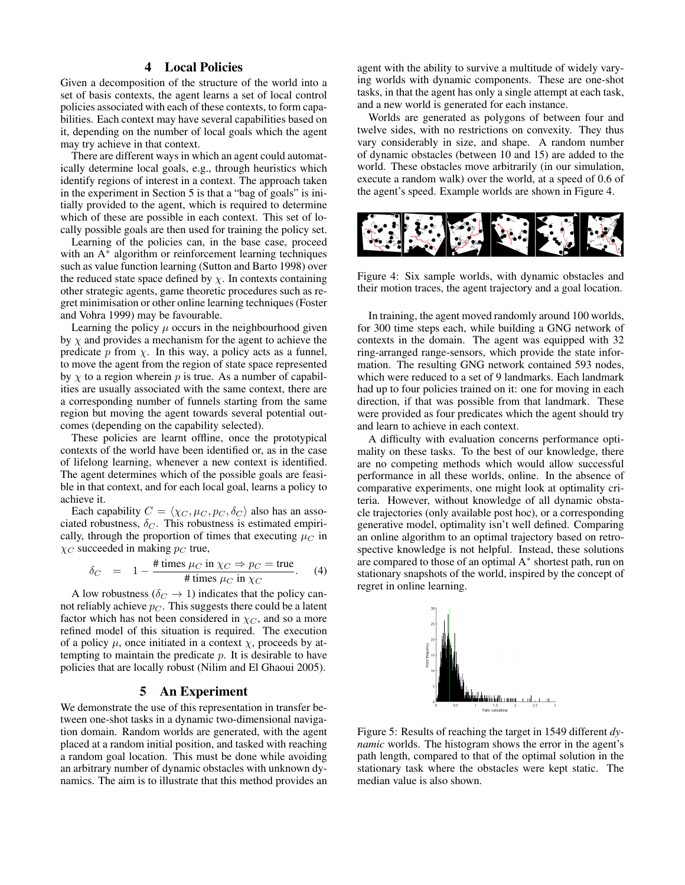## 4 Local Policies

Given a decomposition of the structure of the world into a set of basis contexts, the agent learns a set of local control policies associated with each of these contexts, to form capabilities. Each context may have several capabilities based on it, depending on the number of local goals which the agent may try achieve in that context.

There are different ways in which an agent could automatically determine local goals, e.g., through heuristics which identify regions of interest in a context. The approach taken in the experiment in Section 5 is that a "bag of goals" is initially provided to the agent, which is required to determine which of these are possible in each context. This set of locally possible goals are then used for training the policy set.

Learning of the policies can, in the base case, proceed with an A$^*$ algorithm or reinforcement learning techniques such as value function learning (Sutton and Barto 1998) over the reduced state space defined by $\chi$. In contexts containing other strategic agents, game theoretic procedures such as regret minimisation or other online learning techniques (Foster and Vohra 1999) may be favourable.

Learning the policy $\mu$ occurs in the neighbourhood given by $\chi$ and provides a mechanism for the agent to achieve the predicate $p$ from $\chi$. In this way, a policy acts as a funnel, to move the agent from the region of state space represented by $\chi$ to a region wherein $p$ is true. As a number of capabilities are usually associated with the same context, there are a corresponding number of funnels starting from the same region but moving the agent towards several potential outcomes (depending on the capability selected).

These policies are learnt offline, once the prototypical contexts of the world have been identified or, as in the case of lifelong learning, whenever a new context is identified. The agent determines which of the possible goals are feasible in that context, and for each local goal, learns a policy to achieve it.

Each capability $C = \langle \chi_C, \mu_C, p_C, \delta_C \rangle$ also has an associated robustness, $\delta_C$. This robustness is estimated empirically, through the proportion of times that executing $\mu_C$ in $\chi_C$ succeeded in making $p_C$ true,

$$\delta_C = 1 - \frac{\text{\# times } \mu_C \text{ in } \chi_C \Rightarrow p_C = \text{true}}{\text{\# times } \mu_C \text{ in } \chi_C}. \quad (4)$$

A low robustness ($\delta_C \to 1$) indicates that the policy cannot reliably achieve $p_C$. This suggests there could be a latent factor which has not been considered in $\chi_C$, and so a more refined model of this situation is required. The execution of a policy $\mu$, once initiated in a context $\chi$, proceeds by attempting to maintain the predicate $p$. It is desirable to have policies that are locally robust (Nilim and El Ghaoui 2005).

## 5 An Experiment

We demonstrate the use of this representation in transfer between one-shot tasks in a dynamic two-dimensional navigation domain. Random worlds are generated, with the agent placed at a random initial position, and tasked with reaching a random goal location. This must be done while avoiding an arbitrary number of dynamic obstacles with unknown dynamics. The aim is to illustrate that this method provides an agent with the ability to survive a multitude of widely varying worlds with dynamic components. These are one-shot tasks, in that the agent has only a single attempt at each task, and a new world is generated for each instance.

Worlds are generated as polygons of between four and twelve sides, with no restrictions on convexity. They thus vary considerably in size, and shape. A random number of dynamic obstacles (between 10 and 15) are added to the world. These obstacles move arbitrarily (in our simulation, execute a random walk) over the world, at a speed of 0.6 of the agent's speed. Example worlds are shown in Figure 4.

Figure 4: Six sample worlds, with dynamic obstacles and their motion traces, the agent trajectory and a goal location.

In training, the agent moved randomly around 100 worlds, for 300 time steps each, while building a GNG network of contexts in the domain. The agent was equipped with 32 ring-arranged range-sensors, which provide the state information. The resulting GNG network contained 593 nodes, which were reduced to a set of 9 landmarks. Each landmark had up to four policies trained on it: one for moving in each direction, if that was possible from that landmark. These were provided as four predicates which the agent should try and learn to achieve in each context.

A difficulty with evaluation concerns performance optimality on these tasks. To the best of our knowledge, there are no competing methods which would allow successful performance in all these worlds, online. In the absence of comparative experiments, one might look at optimality criteria. However, without knowledge of all dynamic obstacle trajectories (only available post hoc), or a corresponding generative model, optimality isn't well defined. Comparing an online algorithm to an optimal trajectory based on retrospective knowledge is not helpful. Instead, these solutions are compared to those of an optimal A$^*$ shortest path, run on stationary snapshots of the world, inspired by the concept of regret in online learning.

Figure 5: Results of reaching the target in 1549 different *dynamic* worlds. The histogram shows the error in the agent's path length, compared to that of the optimal solution in the stationary task where the obstacles were kept static. The median value is also shown.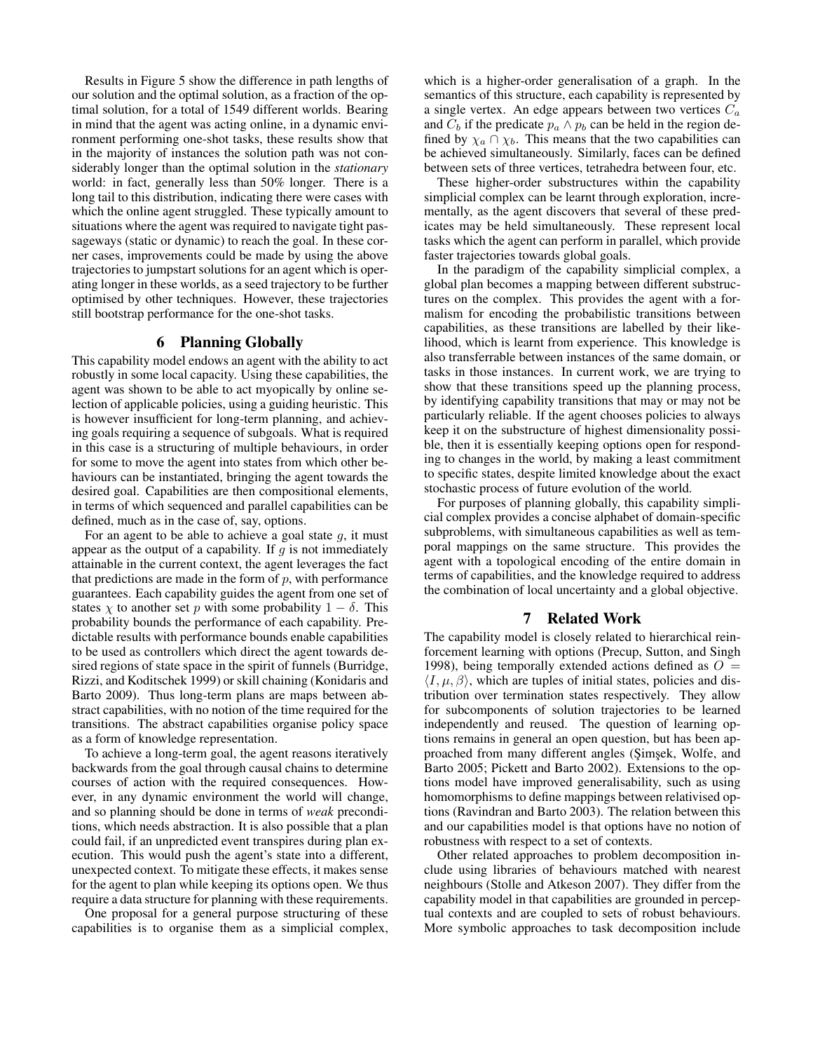Results in Figure 5 show the difference in path lengths of our solution and the optimal solution, as a fraction of the optimal solution, for a total of 1549 different worlds. Bearing in mind that the agent was acting online, in a dynamic environment performing one-shot tasks, these results show that in the majority of instances the solution path was not considerably longer than the optimal solution in the *stationary* world: in fact, generally less than 50% longer. There is a long tail to this distribution, indicating there were cases with which the online agent struggled. These typically amount to situations where the agent was required to navigate tight passageways (static or dynamic) to reach the goal. In these corner cases, improvements could be made by using the above trajectories to jumpstart solutions for an agent which is operating longer in these worlds, as a seed trajectory to be further optimised by other techniques. However, these trajectories still bootstrap performance for the one-shot tasks.

## 6 Planning Globally

This capability model endows an agent with the ability to act robustly in some local capacity. Using these capabilities, the agent was shown to be able to act myopically by online selection of applicable policies, using a guiding heuristic. This is however insufficient for long-term planning, and achieving goals requiring a sequence of subgoals. What is required in this case is a structuring of multiple behaviours, in order for some to move the agent into states from which other behaviours can be instantiated, bringing the agent towards the desired goal. Capabilities are then compositional elements, in terms of which sequenced and parallel capabilities can be defined, much as in the case of, say, options.

For an agent to be able to achieve a goal state $g$, it must appear as the output of a capability. If $g$ is not immediately attainable in the current context, the agent leverages the fact that predictions are made in the form of $p$, with performance guarantees. Each capability guides the agent from one set of states $\chi$ to another set $p$ with some probability $1 - \delta$. This probability bounds the performance of each capability. Predictable results with performance bounds enable capabilities to be used as controllers which direct the agent towards desired regions of state space in the spirit of funnels (Burridge, Rizzi, and Koditschek 1999) or skill chaining (Konidaris and Barto 2009). Thus long-term plans are maps between abstract capabilities, with no notion of the time required for the transitions. The abstract capabilities organise policy space as a form of knowledge representation.

To achieve a long-term goal, the agent reasons iteratively backwards from the goal through causal chains to determine courses of action with the required consequences. However, in any dynamic environment the world will change, and so planning should be done in terms of *weak* preconditions, which needs abstraction. It is also possible that a plan could fail, if an unpredicted event transpires during plan execution. This would push the agent's state into a different, unexpected context. To mitigate these effects, it makes sense for the agent to plan while keeping its options open. We thus require a data structure for planning with these requirements.

One proposal for a general purpose structuring of these capabilities is to organise them as a simplicial complex, which is a higher-order generalisation of a graph. In the semantics of this structure, each capability is represented by a single vertex. An edge appears between two vertices $C_a$ and $C_b$ if the predicate $p_a \wedge p_b$ can be held in the region defined by $\chi_a \cap \chi_b$. This means that the two capabilities can be achieved simultaneously. Similarly, faces can be defined between sets of three vertices, tetrahedra between four, etc.

These higher-order substructures within the capability simplicial complex can be learnt through exploration, incrementally, as the agent discovers that several of these predicates may be held simultaneously. These represent local tasks which the agent can perform in parallel, which provide faster trajectories towards global goals.

In the paradigm of the capability simplicial complex, a global plan becomes a mapping between different substructures on the complex. This provides the agent with a formalism for encoding the probabilistic transitions between capabilities, as these transitions are labelled by their likelihood, which is learnt from experience. This knowledge is also transferrable between instances of the same domain, or tasks in those instances. In current work, we are trying to show that these transitions speed up the planning process, by identifying capability transitions that may or may not be particularly reliable. If the agent chooses policies to always keep it on the substructure of highest dimensionality possible, then it is essentially keeping options open for responding to changes in the world, by making a least commitment to specific states, despite limited knowledge about the exact stochastic process of future evolution of the world.

For purposes of planning globally, this capability simplicial complex provides a concise alphabet of domain-specific subproblems, with simultaneous capabilities as well as temporal mappings on the same structure. This provides the agent with a topological encoding of the entire domain in terms of capabilities, and the knowledge required to address the combination of local uncertainty and a global objective.

## 7 Related Work

The capability model is closely related to hierarchical reinforcement learning with options (Precup, Sutton, and Singh 1998), being temporally extended actions defined as $O = \langle I, \mu, \beta \rangle$, which are tuples of initial states, policies and distribution over termination states respectively. They allow for subcomponents of solution trajectories to be learned independently and reused. The question of learning options remains in general an open question, but has been approached from many different angles (Şimşek, Wolfe, and Barto 2005; Pickett and Barto 2002). Extensions to the options model have improved generalisability, such as using homomorphisms to define mappings between relativised options (Ravindran and Barto 2003). The relation between this and our capabilities model is that options have no notion of robustness with respect to a set of contexts.

Other related approaches to problem decomposition include using libraries of behaviours matched with nearest neighbours (Stolle and Atkeson 2007). They differ from the capability model in that capabilities are grounded in perceptual contexts and are coupled to sets of robust behaviours. More symbolic approaches to task decomposition include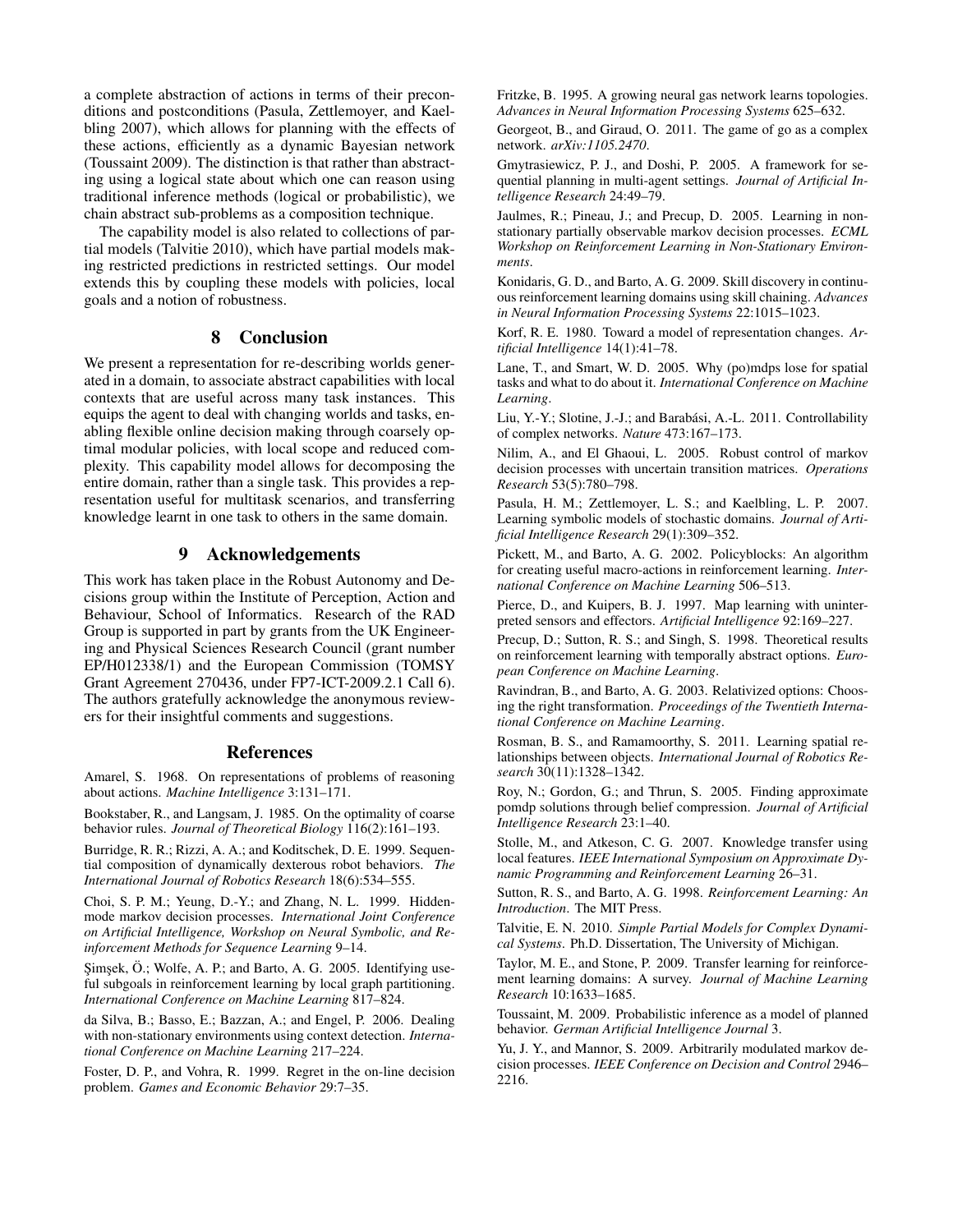a complete abstraction of actions in terms of their preconditions and postconditions (Pasula, Zettlemoyer, and Kaelbling 2007), which allows for planning with the effects of these actions, efficiently as a dynamic Bayesian network (Toussaint 2009). The distinction is that rather than abstracting using a logical state about which one can reason using traditional inference methods (logical or probabilistic), we chain abstract sub-problems as a composition technique.

The capability model is also related to collections of partial models (Talvitie 2010), which have partial models making restricted predictions in restricted settings. Our model extends this by coupling these models with policies, local goals and a notion of robustness.

## 8 Conclusion

We present a representation for re-describing worlds generated in a domain, to associate abstract capabilities with local contexts that are useful across many task instances. This equips the agent to deal with changing worlds and tasks, enabling flexible online decision making through coarsely optimal modular policies, with local scope and reduced complexity. This capability model allows for decomposing the entire domain, rather than a single task. This provides a representation useful for multitask scenarios, and transferring knowledge learnt in one task to others in the same domain.

## 9 Acknowledgements

This work has taken place in the Robust Autonomy and Decisions group within the Institute of Perception, Action and Behaviour, School of Informatics. Research of the RAD Group is supported in part by grants from the UK Engineering and Physical Sciences Research Council (grant number EP/H012338/1) and the European Commission (TOMSY Grant Agreement 270436, under FP7-ICT-2009.2.1 Call 6). The authors gratefully acknowledge the anonymous reviewers for their insightful comments and suggestions.

## References

Amarel, S. 1968. On representations of problems of reasoning about actions. *Machine Intelligence* 3:131–171.

Bookstaber, R., and Langsam, J. 1985. On the optimality of coarse behavior rules. *Journal of Theoretical Biology* 116(2):161–193.

Burridge, R. R.; Rizzi, A. A.; and Koditschek, D. E. 1999. Sequential composition of dynamically dexterous robot behaviors. *The International Journal of Robotics Research* 18(6):534–555.

Choi, S. P. M.; Yeung, D.-Y.; and Zhang, N. L. 1999. Hidden-mode markov decision processes. *International Joint Conference on Artificial Intelligence, Workshop on Neural Symbolic, and Reinforcement Methods for Sequence Learning* 9–14.

Şimşek, Ö.; Wolfe, A. P.; and Barto, A. G. 2005. Identifying useful subgoals in reinforcement learning by local graph partitioning. *International Conference on Machine Learning* 817–824.

da Silva, B.; Basso, E.; Bazzan, A.; and Engel, P. 2006. Dealing with non-stationary environments using context detection. *International Conference on Machine Learning* 217–224.

Foster, D. P., and Vohra, R. 1999. Regret in the on-line decision problem. *Games and Economic Behavior* 29:7–35.

Fritzke, B. 1995. A growing neural gas network learns topologies. *Advances in Neural Information Processing Systems* 625–632.

Georgeot, B., and Giraud, O. 2011. The game of go as a complex network. *arXiv:1105.2470*.

Gmytrasiewicz, P. J., and Doshi, P. 2005. A framework for sequential planning in multi-agent settings. *Journal of Artificial Intelligence Research* 24:49–79.

Jaulmes, R.; Pineau, J.; and Precup, D. 2005. Learning in nonstationary partially observable markov decision processes. *ECML Workshop on Reinforcement Learning in Non-Stationary Environments*.

Konidaris, G. D., and Barto, A. G. 2009. Skill discovery in continuous reinforcement learning domains using skill chaining. *Advances in Neural Information Processing Systems* 22:1015–1023.

Korf, R. E. 1980. Toward a model of representation changes. *Artificial Intelligence* 14(1):41–78.

Lane, T., and Smart, W. D. 2005. Why (po)mdps lose for spatial tasks and what to do about it. *International Conference on Machine Learning*.

Liu, Y.-Y.; Slotine, J.-J.; and Barabási, A.-L. 2011. Controllability of complex networks. *Nature* 473:167–173.

Nilim, A., and El Ghaoui, L. 2005. Robust control of markov decision processes with uncertain transition matrices. *Operations Research* 53(5):780–798.

Pasula, H. M.; Zettlemoyer, L. S.; and Kaelbling, L. P. 2007. Learning symbolic models of stochastic domains. *Journal of Artificial Intelligence Research* 29(1):309–352.

Pickett, M., and Barto, A. G. 2002. Policyblocks: An algorithm for creating useful macro-actions in reinforcement learning. *International Conference on Machine Learning* 506–513.

Pierce, D., and Kuipers, B. J. 1997. Map learning with uninterpreted sensors and effectors. *Artificial Intelligence* 92:169–227.

Precup, D.; Sutton, R. S.; and Singh, S. 1998. Theoretical results on reinforcement learning with temporally abstract options. *European Conference on Machine Learning*.

Ravindran, B., and Barto, A. G. 2003. Relativized options: Choosing the right transformation. *Proceedings of the Twentieth International Conference on Machine Learning*.

Rosman, B. S., and Ramamoorthy, S. 2011. Learning spatial relationships between objects. *International Journal of Robotics Research* 30(11):1328–1342.

Roy, N.; Gordon, G.; and Thrun, S. 2005. Finding approximate pomdp solutions through belief compression. *Journal of Artificial Intelligence Research* 23:1–40.

Stolle, M., and Atkeson, C. G. 2007. Knowledge transfer using local features. *IEEE International Symposium on Approximate Dynamic Programming and Reinforcement Learning* 26–31.

Sutton, R. S., and Barto, A. G. 1998. *Reinforcement Learning: An Introduction*. The MIT Press.

Talvitie, E. N. 2010. *Simple Partial Models for Complex Dynamical Systems*. Ph.D. Dissertation, The University of Michigan.

Taylor, M. E., and Stone, P. 2009. Transfer learning for reinforcement learning domains: A survey. *Journal of Machine Learning Research* 10:1633–1685.

Toussaint, M. 2009. Probabilistic inference as a model of planned behavior. *German Artificial Intelligence Journal* 3.

Yu, J. Y., and Mannor, S. 2009. Arbitrarily modulated markov decision processes. *IEEE Conference on Decision and Control* 2946–2216.